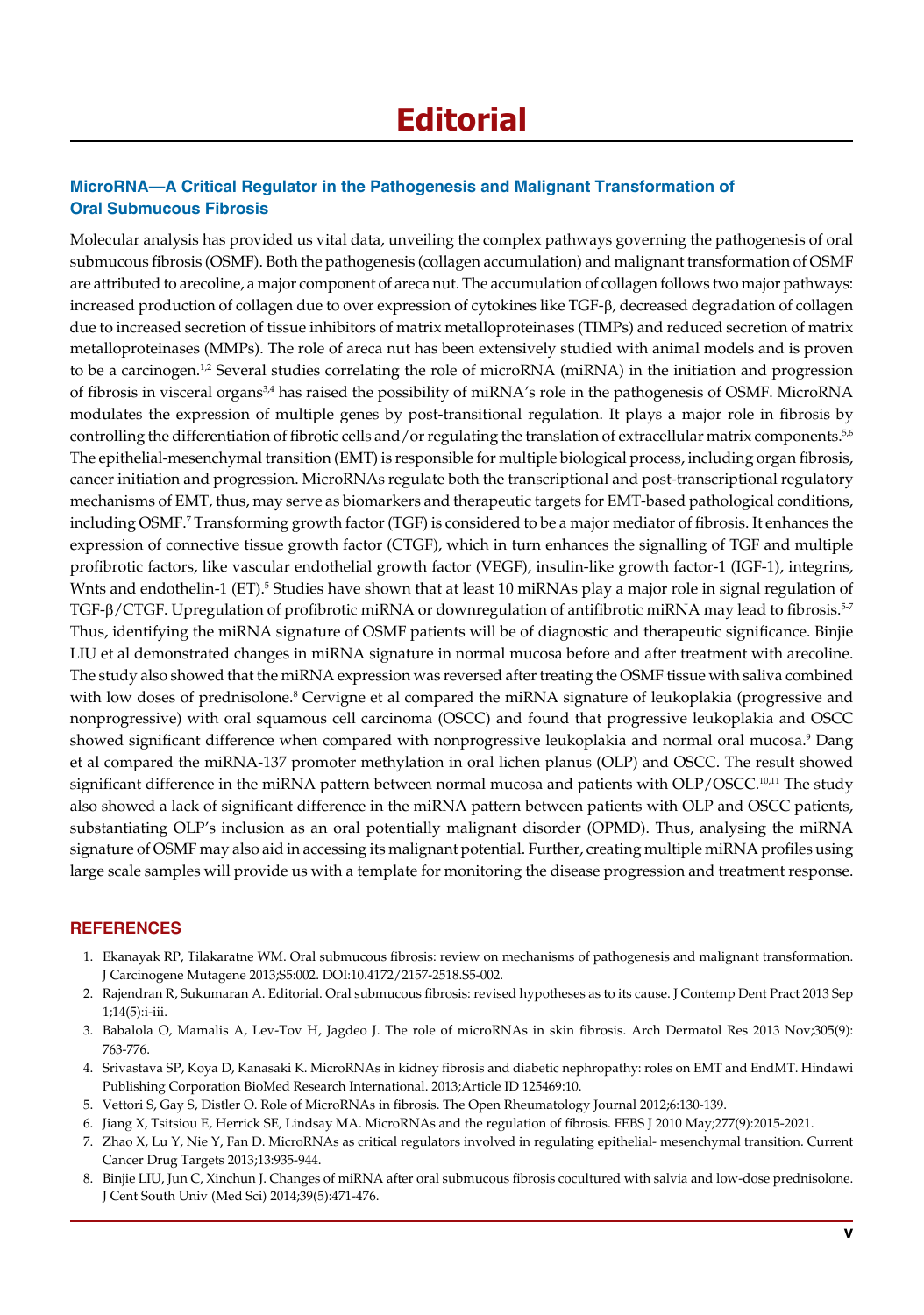# Editorial

## MicroRNA—A Critical Regulator in the Pathogenesis and Malignant Transformation of Oral Submucous Fibrosis

Molecular analysis has provided us vital data, unveiling the complex pathways governing the pathogenesis of oral submucous fibrosis (OSMF). Both the pathogenesis (collagen accumulation) and malignant transformation of OSMF are attributed to arecoline, a major component of areca nut. The accumulation of collagen follows two major pathways: increased production of collagen due to over expression of cytokines like TGF-β, decreased degradation of collagen due to increased secretion of tissue inhibitors of matrix metalloproteinases (TIMPs) and reduced secretion of matrix metalloproteinases (MMPs). The role of areca nut has been extensively studied with animal models and is proven to be a carcinogen.[1,2] Several studies correlating the role of microRNA (miRNA) in the initiation and progression of fibrosis in visceral organs[3,4] has raised the possibility of miRNA's role in the pathogenesis of OSMF. MicroRNA modulates the expression of multiple genes by post-transitional regulation. It plays a major role in fibrosis by controlling the differentiation of fibrotic cells and/or regulating the translation of extracellular matrix components.[5,6] The epithelial-mesenchymal transition (EMT) is responsible for multiple biological process, including organ fibrosis, cancer initiation and progression. MicroRNAs regulate both the transcriptional and post-transcriptional regulatory mechanisms of EMT, thus, may serve as biomarkers and therapeutic targets for EMT-based pathological conditions, including OSMF.[7] Transforming growth factor (TGF) is considered to be a major mediator of fibrosis. It enhances the expression of connective tissue growth factor (CTGF), which in turn enhances the signalling of TGF and multiple profibrotic factors, like vascular endothelial growth factor (VEGF), insulin-like growth factor-1 (IGF-1), integrins, Wnts and endothelin-1 (ET).[5] Studies have shown that at least 10 miRNAs play a major role in signal regulation of TGF-β/CTGF. Upregulation of profibrotic miRNA or downregulation of antifibrotic miRNA may lead to fibrosis.[5-7] Thus, identifying the miRNA signature of OSMF patients will be of diagnostic and therapeutic significance. Binjie LIU et al demonstrated changes in miRNA signature in normal mucosa before and after treatment with arecoline. The study also showed that the miRNA expression was reversed after treating the OSMF tissue with saliva combined with low doses of prednisolone.[8] Cervigne et al compared the miRNA signature of leukoplakia (progressive and nonprogressive) with oral squamous cell carcinoma (OSCC) and found that progressive leukoplakia and OSCC showed significant difference when compared with nonprogressive leukoplakia and normal oral mucosa.[9] Dang et al compared the miRNA-137 promoter methylation in oral lichen planus (OLP) and OSCC. The result showed significant difference in the miRNA pattern between normal mucosa and patients with OLP/OSCC.[10,11] The study also showed a lack of significant difference in the miRNA pattern between patients with OLP and OSCC patients, substantiating OLP's inclusion as an oral potentially malignant disorder (OPMD). Thus, analysing the miRNA signature of OSMF may also aid in accessing its malignant potential. Further, creating multiple miRNA profiles using large scale samples will provide us with a template for monitoring the disease progression and treatment response.

## REFERENCES

1. Ekanayak RP, Tilakaratne WM. Oral submucous fibrosis: review on mechanisms of pathogenesis and malignant transformation. J Carcinogene Mutagene 2013;S5:002. DOI:10.4172/2157-2518.S5-002.
2. Rajendran R, Sukumaran A. Editorial. Oral submucous fibrosis: revised hypotheses as to its cause. J Contemp Dent Pract 2013 Sep 1;14(5):i-iii.
3. Babalola O, Mamalis A, Lev-Tov H, Jagdeo J. The role of microRNAs in skin fibrosis. Arch Dermatol Res 2013 Nov;305(9): 763-776.
4. Srivastava SP, Koya D, Kanasaki K. MicroRNAs in kidney fibrosis and diabetic nephropathy: roles on EMT and EndMT. Hindawi Publishing Corporation BioMed Research International. 2013;Article ID 125469:10.
5. Vettori S, Gay S, Distler O. Role of MicroRNAs in fibrosis. The Open Rheumatology Journal 2012;6:130-139.
6. Jiang X, Tsitsiou E, Herrick SE, Lindsay MA. MicroRNAs and the regulation of fibrosis. FEBS J 2010 May;277(9):2015-2021.
7. Zhao X, Lu Y, Nie Y, Fan D. MicroRNAs as critical regulators involved in regulating epithelial- mesenchymal transition. Current Cancer Drug Targets 2013;13:935-944.
8. Binjie LIU, Jun C, Xinchun J. Changes of miRNA after oral submucous fibrosis cocultured with salvia and low-dose prednisolone. J Cent South Univ (Med Sci) 2014;39(5):471-476.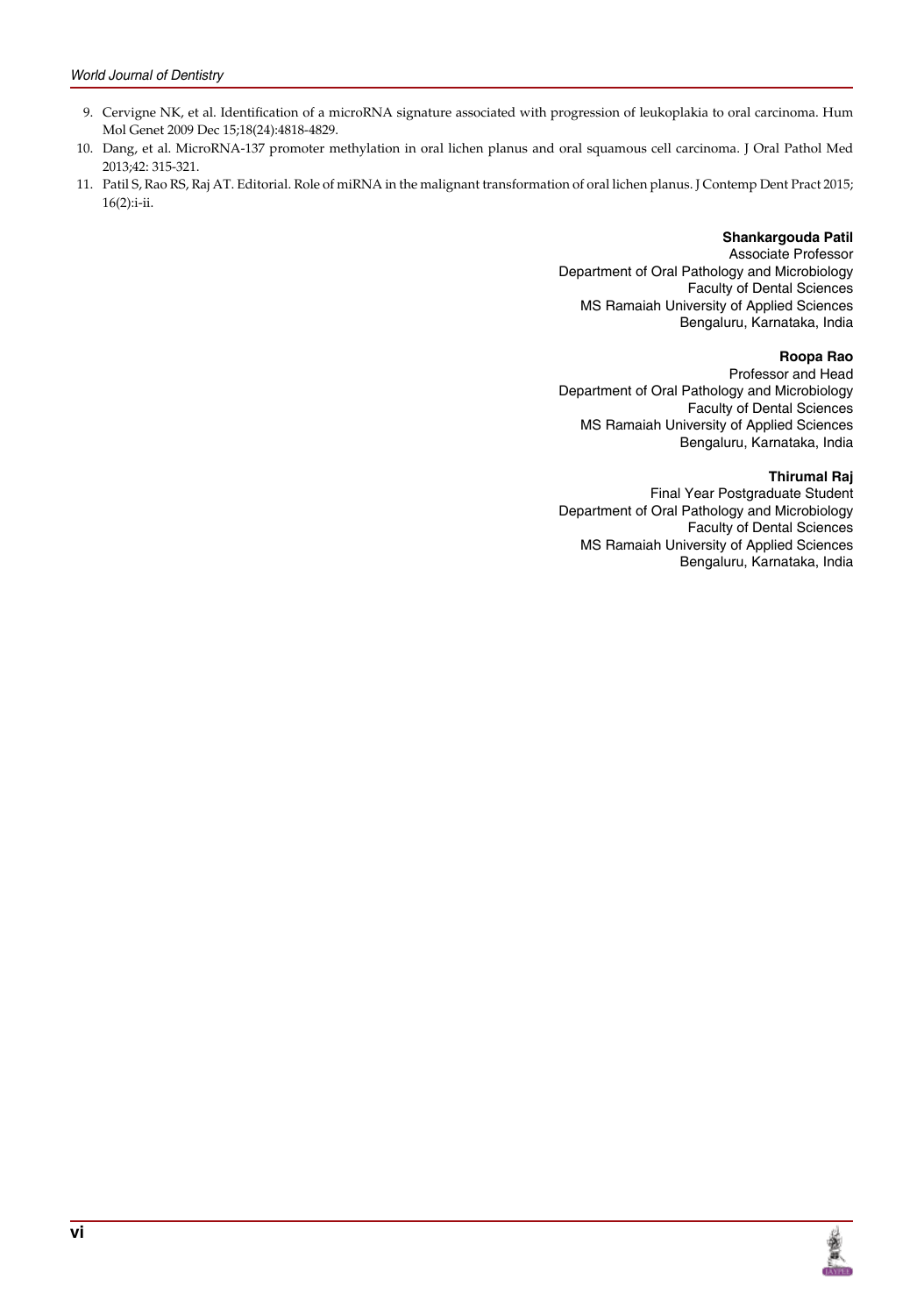9. Cervigne NK, et al. Identification of a microRNA signature associated with progression of leukoplakia to oral carcinoma. Hum Mol Genet 2009 Dec 15;18(24):4818-4829.
10. Dang, et al. MicroRNA-137 promoter methylation in oral lichen planus and oral squamous cell carcinoma. J Oral Pathol Med 2013;42: 315-321.
11. Patil S, Rao RS, Raj AT. Editorial. Role of miRNA in the malignant transformation of oral lichen planus. J Contemp Dent Pract 2015; 16(2):i-ii.

**Shankargouda Patil**
Associate Professor
Department of Oral Pathology and Microbiology
Faculty of Dental Sciences
MS Ramaiah University of Applied Sciences
Bengaluru, Karnataka, India

**Roopa Rao**
Professor and Head
Department of Oral Pathology and Microbiology
Faculty of Dental Sciences
MS Ramaiah University of Applied Sciences
Bengaluru, Karnataka, India

**Thirumal Raj**
Final Year Postgraduate Student
Department of Oral Pathology and Microbiology
Faculty of Dental Sciences
MS Ramaiah University of Applied Sciences
Bengaluru, Karnataka, India